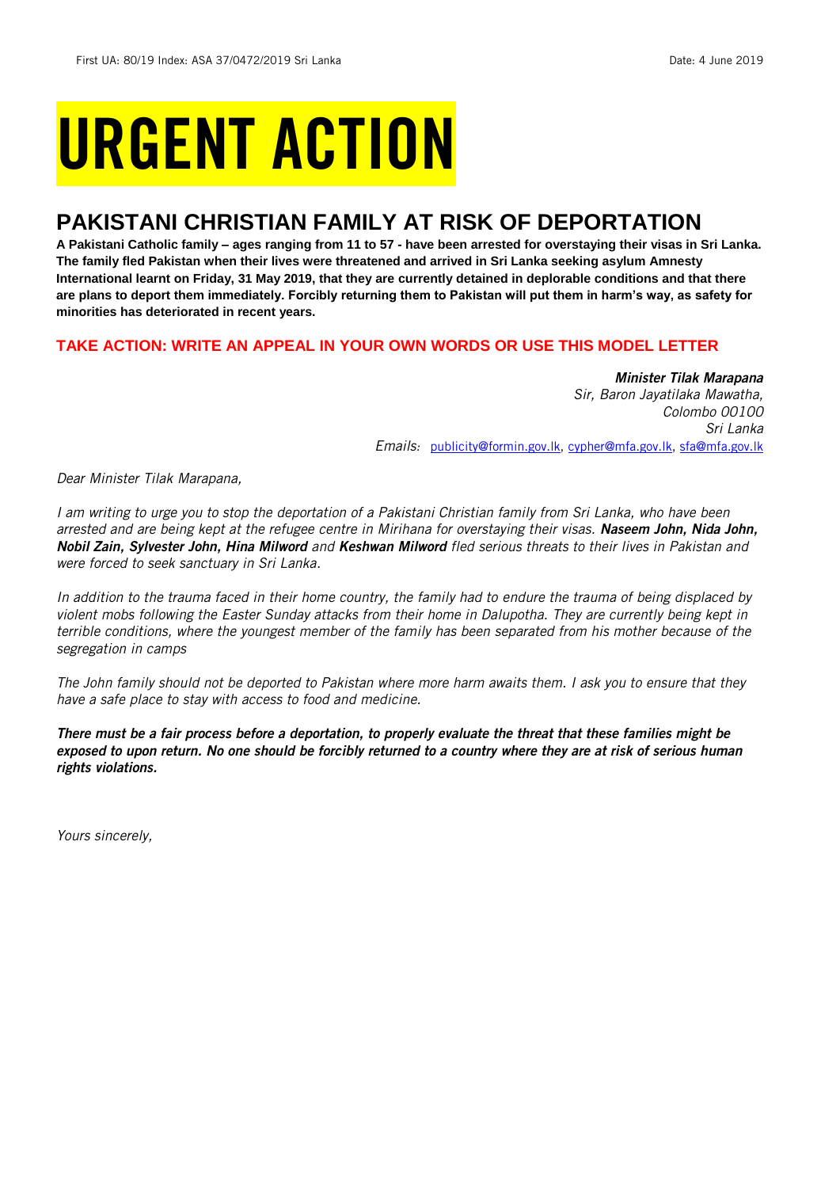First UA: 80/19 Index: ASA 37/0472/2019 Sri Lanka Date: 4 June 2019

# URGENT ACTION

## PAKISTANI CHRISTIAN FAMILY AT RISK OF DEPORTATION

**A Pakistani Catholic family – ages ranging from 11 to 57 - have been arrested for overstaying their visas in Sri Lanka. The family fled Pakistan when their lives were threatened and arrived in Sri Lanka seeking asylum Amnesty International learnt on Friday, 31 May 2019, that they are currently detained in deplorable conditions and that there are plans to deport them immediately. Forcibly returning them to Pakistan will put them in harm's way, as safety for minorities has deteriorated in recent years.**

**TAKE ACTION: WRITE AN APPEAL IN YOUR OWN WORDS OR USE THIS MODEL LETTER**

***Minister Tilak Marapana***
*Sir, Baron Jayatilaka Mawatha,*
*Colombo 00100*
*Sri Lanka*
*Emails:* publicity@formin.gov.lk, cypher@mfa.gov.lk, sfa@mfa.gov.lk

*Dear Minister Tilak Marapana,*

*I am writing to urge you to stop the deportation of a Pakistani Christian family from Sri Lanka, who have been arrested and are being kept at the refugee centre in Mirihana for overstaying their visas.* ***Naseem John, Nida John, Nobil Zain, Sylvester John, Hina Milword*** *and* ***Keshwan Milword*** *fled serious threats to their lives in Pakistan and were forced to seek sanctuary in Sri Lanka.*

*In addition to the trauma faced in their home country, the family had to endure the trauma of being displaced by violent mobs following the Easter Sunday attacks from their home in Dalupotha. They are currently being kept in terrible conditions, where the youngest member of the family has been separated from his mother because of the segregation in camps*

*The John family should not be deported to Pakistan where more harm awaits them. I ask you to ensure that they have a safe place to stay with access to food and medicine.*

***There must be a fair process before a deportation, to properly evaluate the threat that these families might be exposed to upon return. No one should be forcibly returned to a country where they are at risk of serious human rights violations.***

*Yours sincerely,*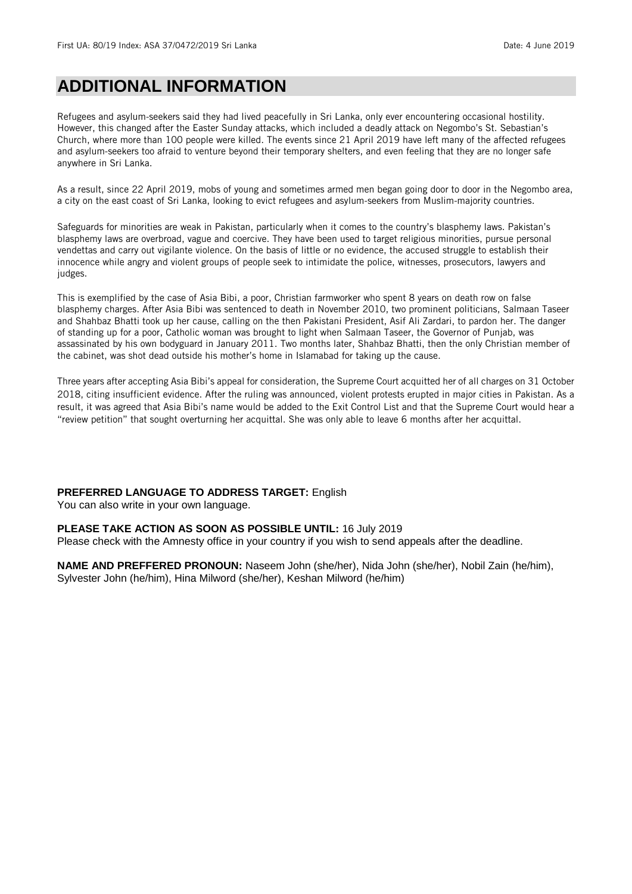# ADDITIONAL INFORMATION

Refugees and asylum-seekers said they had lived peacefully in Sri Lanka, only ever encountering occasional hostility. However, this changed after the Easter Sunday attacks, which included a deadly attack on Negombo's St. Sebastian's Church, where more than 100 people were killed. The events since 21 April 2019 have left many of the affected refugees and asylum-seekers too afraid to venture beyond their temporary shelters, and even feeling that they are no longer safe anywhere in Sri Lanka.

As a result, since 22 April 2019, mobs of young and sometimes armed men began going door to door in the Negombo area, a city on the east coast of Sri Lanka, looking to evict refugees and asylum-seekers from Muslim-majority countries.

Safeguards for minorities are weak in Pakistan, particularly when it comes to the country's blasphemy laws. Pakistan's blasphemy laws are overbroad, vague and coercive. They have been used to target religious minorities, pursue personal vendettas and carry out vigilante violence. On the basis of little or no evidence, the accused struggle to establish their innocence while angry and violent groups of people seek to intimidate the police, witnesses, prosecutors, lawyers and judges.

This is exemplified by the case of Asia Bibi, a poor, Christian farmworker who spent 8 years on death row on false blasphemy charges. After Asia Bibi was sentenced to death in November 2010, two prominent politicians, Salmaan Taseer and Shahbaz Bhatti took up her cause, calling on the then Pakistani President, Asif Ali Zardari, to pardon her. The danger of standing up for a poor, Catholic woman was brought to light when Salmaan Taseer, the Governor of Punjab, was assassinated by his own bodyguard in January 2011. Two months later, Shahbaz Bhatti, then the only Christian member of the cabinet, was shot dead outside his mother's home in Islamabad for taking up the cause.

Three years after accepting Asia Bibi's appeal for consideration, the Supreme Court acquitted her of all charges on 31 October 2018, citing insufficient evidence. After the ruling was announced, violent protests erupted in major cities in Pakistan. As a result, it was agreed that Asia Bibi's name would be added to the Exit Control List and that the Supreme Court would hear a "review petition" that sought overturning her acquittal. She was only able to leave 6 months after her acquittal.

**PREFERRED LANGUAGE TO ADDRESS TARGET:** English
You can also write in your own language.

**PLEASE TAKE ACTION AS SOON AS POSSIBLE UNTIL:** 16 July 2019
Please check with the Amnesty office in your country if you wish to send appeals after the deadline.

**NAME AND PREFFERED PRONOUN:** Naseem John (she/her), Nida John (she/her), Nobil Zain (he/him), Sylvester John (he/him), Hina Milword (she/her), Keshan Milword (he/him)